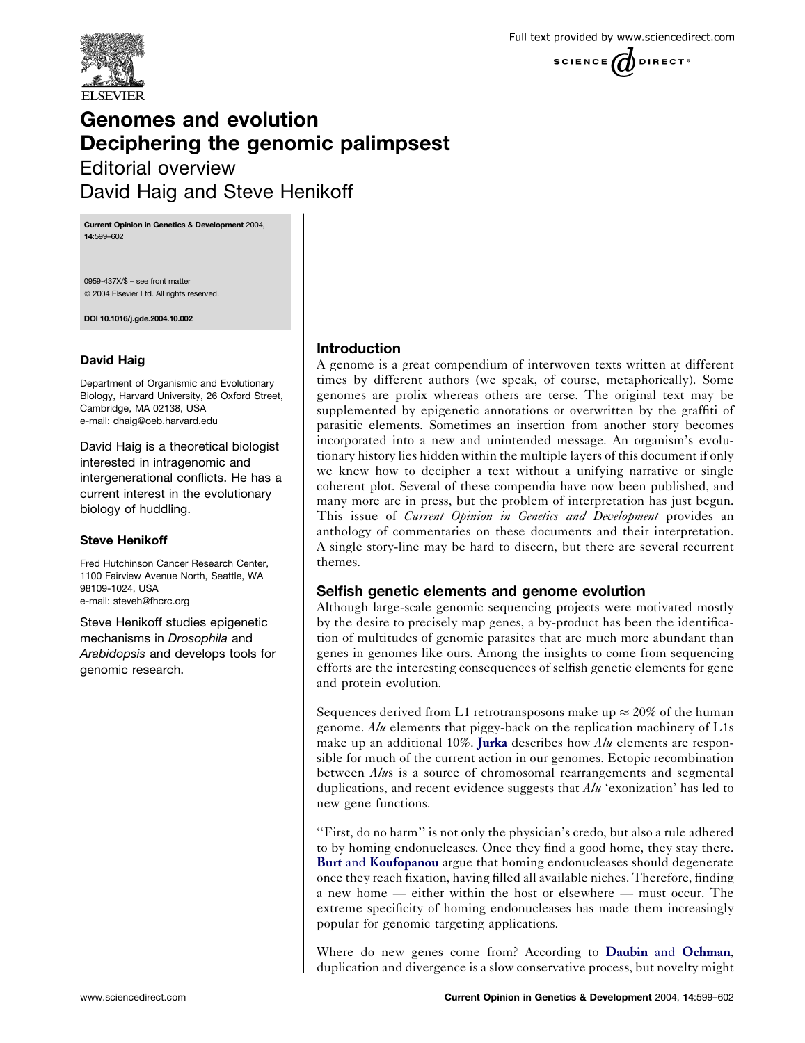# Genomes and evolution
## Deciphering the genomic palimpsest

Editorial overview

David Haig and Steve Henikoff

Current Opinion in Genetics & Development 2004, 14:599–602

0959-437X/$ – see front matter
© 2004 Elsevier Ltd. All rights reserved.

DOI 10.1016/j.gde.2004.10.002

**David Haig**

Department of Organismic and Evolutionary Biology, Harvard University, 26 Oxford Street, Cambridge, MA 02138, USA
e-mail: dhaig@oeb.harvard.edu

David Haig is a theoretical biologist interested in intragenomic and intergenerational conflicts. He has a current interest in the evolutionary biology of huddling.

**Steve Henikoff**

Fred Hutchinson Cancer Research Center, 1100 Fairview Avenue North, Seattle, WA 98109-1024, USA
e-mail: steveh@fhcrc.org

Steve Henikoff studies epigenetic mechanisms in *Drosophila* and *Arabidopsis* and develops tools for genomic research.

### Introduction

A genome is a great compendium of interwoven texts written at different times by different authors (we speak, of course, metaphorically). Some genomes are prolix whereas others are terse. The original text may be supplemented by epigenetic annotations or overwritten by the graffiti of parasitic elements. Sometimes an insertion from another story becomes incorporated into a new and unintended message. An organism's evolutionary history lies hidden within the multiple layers of this document if only we knew how to decipher a text without a unifying narrative or single coherent plot. Several of these compendia have now been published, and many more are in press, but the problem of interpretation has just begun. This issue of *Current Opinion in Genetics and Development* provides an anthology of commentaries on these documents and their interpretation. A single story-line may be hard to discern, but there are several recurrent themes.

### Selfish genetic elements and genome evolution

Although large-scale genomic sequencing projects were motivated mostly by the desire to precisely map genes, a by-product has been the identification of multitudes of genomic parasites that are much more abundant than genes in genomes like ours. Among the insights to come from sequencing efforts are the interesting consequences of selfish genetic elements for gene and protein evolution.

Sequences derived from L1 retrotransposons make up $\approx 20\%$ of the human genome. *Alu* elements that piggy-back on the replication machinery of L1s make up an additional 10%. **Jurka** describes how *Alu* elements are responsible for much of the current action in our genomes. Ectopic recombination between *Alu*s is a source of chromosomal rearrangements and segmental duplications, and recent evidence suggests that *Alu* 'exonization' has led to new gene functions.

"First, do no harm" is not only the physician's credo, but also a rule adhered to by homing endonucleases. Once they find a good home, they stay there. **Burt** and **Koufopanou** argue that homing endonucleases should degenerate once they reach fixation, having filled all available niches. Therefore, finding a new home — either within the host or elsewhere — must occur. The extreme specificity of homing endonucleases has made them increasingly popular for genomic targeting applications.

Where do new genes come from? According to **Daubin** and **Ochman**, duplication and divergence is a slow conservative process, but novelty might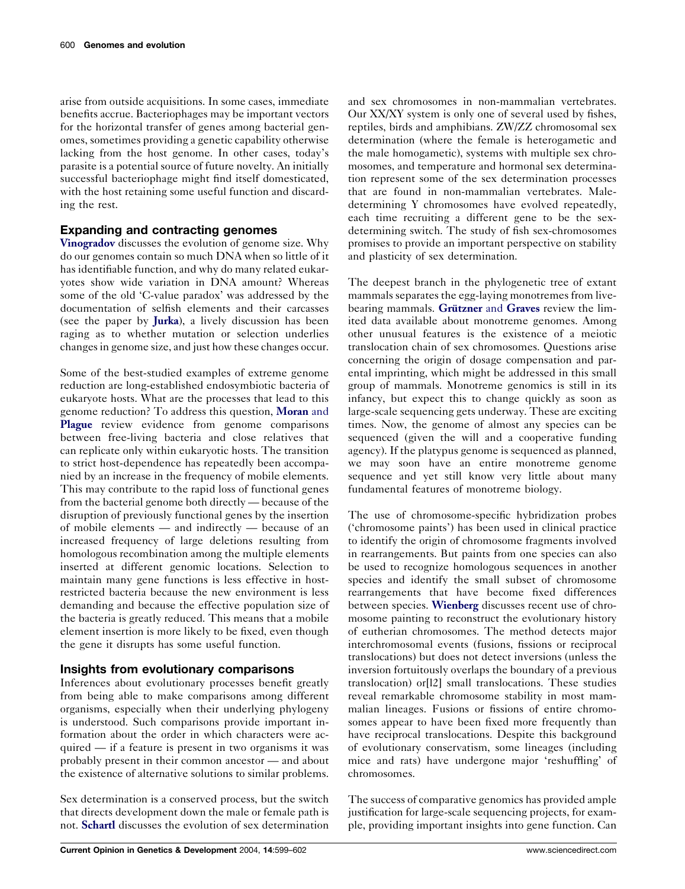arise from outside acquisitions. In some cases, immediate benefits accrue. Bacteriophages may be important vectors for the horizontal transfer of genes among bacterial genomes, sometimes providing a genetic capability otherwise lacking from the host genome. In other cases, today's parasite is a potential source of future novelty. An initially successful bacteriophage might find itself domesticated, with the host retaining some useful function and discarding the rest.

## Expanding and contracting genomes

**Vinogradov** discusses the evolution of genome size. Why do our genomes contain so much DNA when so little of it has identifiable function, and why do many related eukaryotes show wide variation in DNA amount? Whereas some of the old 'C-value paradox' was addressed by the documentation of selfish elements and their carcasses (see the paper by **Jurka**), a lively discussion has been raging as to whether mutation or selection underlies changes in genome size, and just how these changes occur.

Some of the best-studied examples of extreme genome reduction are long-established endosymbiotic bacteria of eukaryote hosts. What are the processes that lead to this genome reduction? To address this question, **Moran** and **Plague** review evidence from genome comparisons between free-living bacteria and close relatives that can replicate only within eukaryotic hosts. The transition to strict host-dependence has repeatedly been accompanied by an increase in the frequency of mobile elements. This may contribute to the rapid loss of functional genes from the bacterial genome both directly — because of the disruption of previously functional genes by the insertion of mobile elements — and indirectly — because of an increased frequency of large deletions resulting from homologous recombination among the multiple elements inserted at different genomic locations. Selection to maintain many gene functions is less effective in host-restricted bacteria because the new environment is less demanding and because the effective population size of the bacteria is greatly reduced. This means that a mobile element insertion is more likely to be fixed, even though the gene it disrupts has some useful function.

## Insights from evolutionary comparisons

Inferences about evolutionary processes benefit greatly from being able to make comparisons among different organisms, especially when their underlying phylogeny is understood. Such comparisons provide important information about the order in which characters were acquired — if a feature is present in two organisms it was probably present in their common ancestor — and about the existence of alternative solutions to similar problems.

Sex determination is a conserved process, but the switch that directs development down the male or female path is not. **Schartl** discusses the evolution of sex determination and sex chromosomes in non-mammalian vertebrates. Our XX/XY system is only one of several used by fishes, reptiles, birds and amphibians. ZW/ZZ chromosomal sex determination (where the female is heterogametic and the male homogametic), systems with multiple sex chromosomes, and temperature and hormonal sex determination represent some of the sex determination processes that are found in non-mammalian vertebrates. Male-determining Y chromosomes have evolved repeatedly, each time recruiting a different gene to be the sex-determining switch. The study of fish sex-chromosomes promises to provide an important perspective on stability and plasticity of sex determination.

The deepest branch in the phylogenetic tree of extant mammals separates the egg-laying monotremes from live-bearing mammals. **Grützner** and **Graves** review the limited data available about monotreme genomes. Among other unusual features is the existence of a meiotic translocation chain of sex chromosomes. Questions arise concerning the origin of dosage compensation and parental imprinting, which might be addressed in this small group of mammals. Monotreme genomics is still in its infancy, but expect this to change quickly as soon as large-scale sequencing gets underway. These are exciting times. Now, the genome of almost any species can be sequenced (given the will and a cooperative funding agency). If the platypus genome is sequenced as planned, we may soon have an entire monotreme genome sequence and yet still know very little about many fundamental features of monotreme biology.

The use of chromosome-specific hybridization probes ('chromosome paints') has been used in clinical practice to identify the origin of chromosome fragments involved in rearrangements. But paints from one species can also be used to recognize homologous sequences in another species and identify the small subset of chromosome rearrangements that have become fixed differences between species. **Wienberg** discusses recent use of chromosome painting to reconstruct the evolutionary history of eutherian chromosomes. The method detects major interchromosomal events (fusions, fissions or reciprocal translocations) but does not detect inversions (unless the inversion fortuitously overlaps the boundary of a previous translocation) or[12] small translocations. These studies reveal remarkable chromosome stability in most mammalian lineages. Fusions or fissions of entire chromosomes appear to have been fixed more frequently than have reciprocal translocations. Despite this background of evolutionary conservatism, some lineages (including mice and rats) have undergone major 'reshuffling' of chromosomes.

The success of comparative genomics has provided ample justification for large-scale sequencing projects, for example, providing important insights into gene function. Can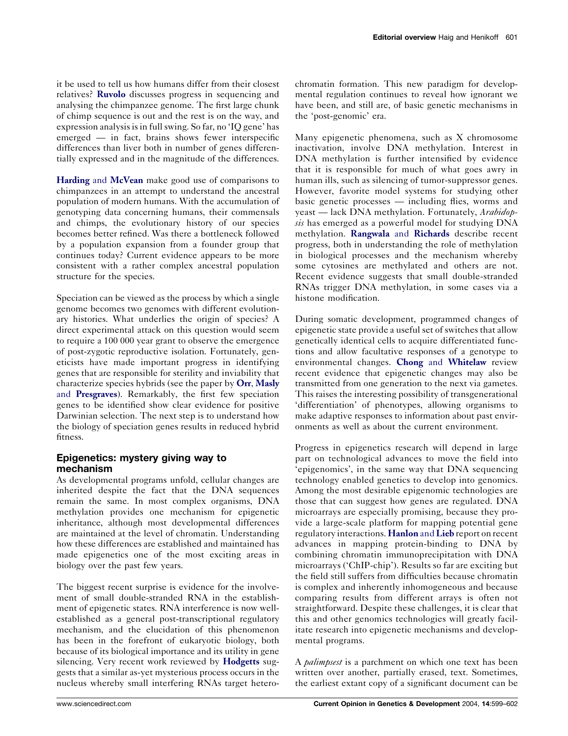it be used to tell us how humans differ from their closest relatives? **Ruvolo** discusses progress in sequencing and analysing the chimpanzee genome. The first large chunk of chimp sequence is out and the rest is on the way, and expression analysis is in full swing. So far, no 'IQ gene' has emerged — in fact, brains shows fewer interspecific differences than liver both in number of genes differentially expressed and in the magnitude of the differences.

**Harding** and **McVean** make good use of comparisons to chimpanzees in an attempt to understand the ancestral population of modern humans. With the accumulation of genotyping data concerning humans, their commensals and chimps, the evolutionary history of our species becomes better refined. Was there a bottleneck followed by a population expansion from a founder group that continues today? Current evidence appears to be more consistent with a rather complex ancestral population structure for the species.

Speciation can be viewed as the process by which a single genome becomes two genomes with different evolutionary histories. What underlies the origin of species? A direct experimental attack on this question would seem to require a 100 000 year grant to observe the emergence of post-zygotic reproductive isolation. Fortunately, geneticists have made important progress in identifying genes that are responsible for sterility and inviability that characterize species hybrids (see the paper by **Orr**, **Masly** and **Presgraves**). Remarkably, the first few speciation genes to be identified show clear evidence for positive Darwinian selection. The next step is to understand how the biology of speciation genes results in reduced hybrid fitness.

## Epigenetics: mystery giving way to mechanism

As developmental programs unfold, cellular changes are inherited despite the fact that the DNA sequences remain the same. In most complex organisms, DNA methylation provides one mechanism for epigenetic inheritance, although most developmental differences are maintained at the level of chromatin. Understanding how these differences are established and maintained has made epigenetics one of the most exciting areas in biology over the past few years.

The biggest recent surprise is evidence for the involvement of small double-stranded RNA in the establishment of epigenetic states. RNA interference is now well-established as a general post-transcriptional regulatory mechanism, and the elucidation of this phenomenon has been in the forefront of eukaryotic biology, both because of its biological importance and its utility in gene silencing. Very recent work reviewed by **Hodgetts** suggests that a similar as-yet mysterious process occurs in the nucleus whereby small interfering RNAs target heterochromatin formation. This new paradigm for developmental regulation continues to reveal how ignorant we have been, and still are, of basic genetic mechanisms in the 'post-genomic' era.

Many epigenetic phenomena, such as X chromosome inactivation, involve DNA methylation. Interest in DNA methylation is further intensified by evidence that it is responsible for much of what goes awry in human ills, such as silencing of tumor-suppressor genes. However, favorite model systems for studying other basic genetic processes — including flies, worms and yeast — lack DNA methylation. Fortunately, *Arabidopsis* has emerged as a powerful model for studying DNA methylation. **Rangwala** and **Richards** describe recent progress, both in understanding the role of methylation in biological processes and the mechanism whereby some cytosines are methylated and others are not. Recent evidence suggests that small double-stranded RNAs trigger DNA methylation, in some cases via a histone modification.

During somatic development, programmed changes of epigenetic state provide a useful set of switches that allow genetically identical cells to acquire differentiated functions and allow facultative responses of a genotype to environmental changes. **Chong** and **Whitelaw** review recent evidence that epigenetic changes may also be transmitted from one generation to the next via gametes. This raises the interesting possibility of transgenerational 'differentiation' of phenotypes, allowing organisms to make adaptive responses to information about past environments as well as about the current environment.

Progress in epigenetics research will depend in large part on technological advances to move the field into 'epigenomics', in the same way that DNA sequencing technology enabled genetics to develop into genomics. Among the most desirable epigenomic technologies are those that can suggest how genes are regulated. DNA microarrays are especially promising, because they provide a large-scale platform for mapping potential gene regulatory interactions. **Hanlon** and **Lieb** report on recent advances in mapping protein-binding to DNA by combining chromatin immunoprecipitation with DNA microarrays ('ChIP-chip'). Results so far are exciting but the field still suffers from difficulties because chromatin is complex and inherently inhomogeneous and because comparing results from different arrays is often not straightforward. Despite these challenges, it is clear that this and other genomics technologies will greatly facilitate research into epigenetic mechanisms and developmental programs.

A *palimpsest* is a parchment on which one text has been written over another, partially erased, text. Sometimes, the earliest extant copy of a significant document can be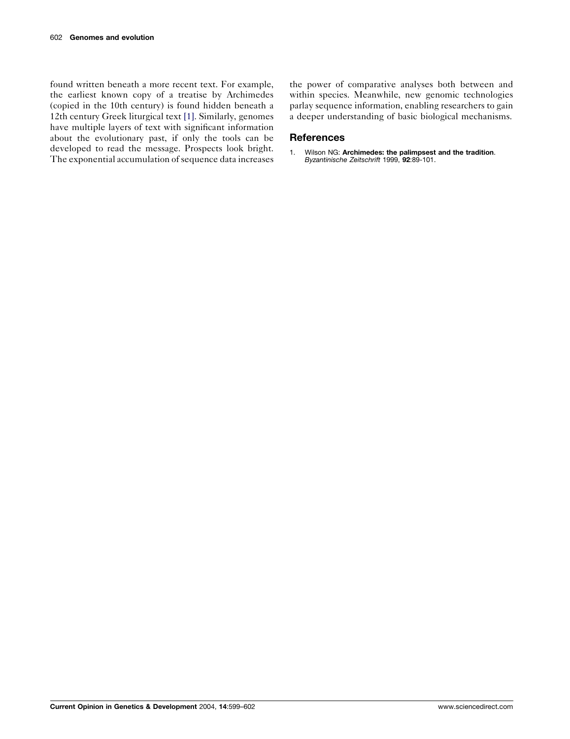found written beneath a more recent text. For example, the earliest known copy of a treatise by Archimedes (copied in the 10th century) is found hidden beneath a 12th century Greek liturgical text [1]. Similarly, genomes have multiple layers of text with significant information about the evolutionary past, if only the tools can be developed to read the message. Prospects look bright. The exponential accumulation of sequence data increases the power of comparative analyses both between and within species. Meanwhile, new genomic technologies parlay sequence information, enabling researchers to gain a deeper understanding of basic biological mechanisms.

## References

1. Wilson NG: **Archimedes: the palimpsest and the tradition**. *Byzantinische Zeitschrift* 1999, **92**:89-101.